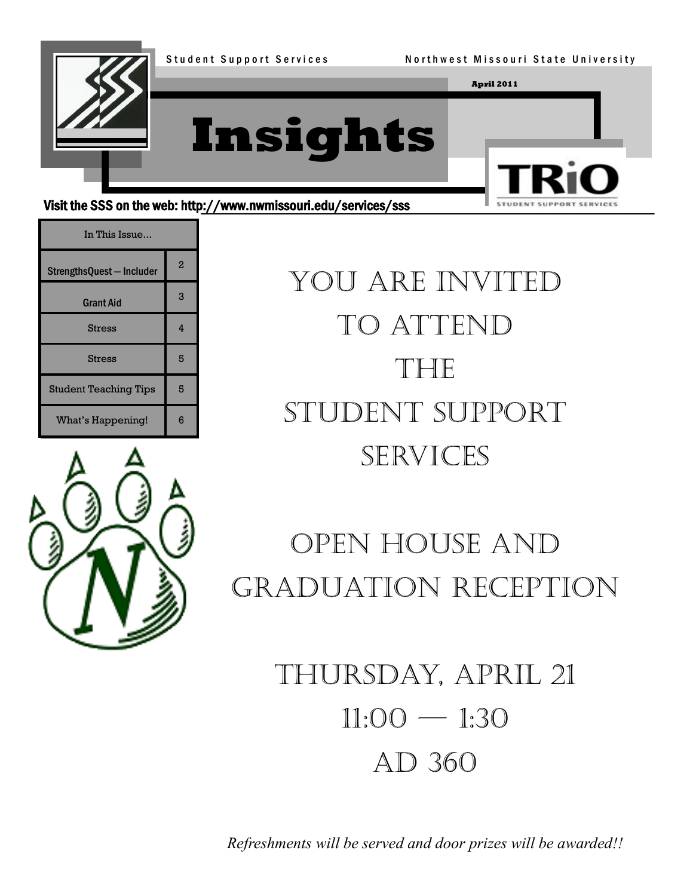Student Support Services    Northwest Missouri State University

April 2011

# Insights

TRiO Student Support Services

Visit the SSS on the web: http://www.nwmissouri.edu/services/sss

| In This Issue... | |
|---|---|
| StrengthsQuest — Includer | 2 |
| Grant Aid | 3 |
| Stress | 4 |
| Stress | 5 |
| Student Teaching Tips | 5 |
| What's Happening! | 6 |

## You are invited to attend the Student Support Services

## Open House and Graduation Reception

## Thursday, April 21

## 11:00 — 1:30

## AD 360

*Refreshments will be served and door prizes will be awarded!!*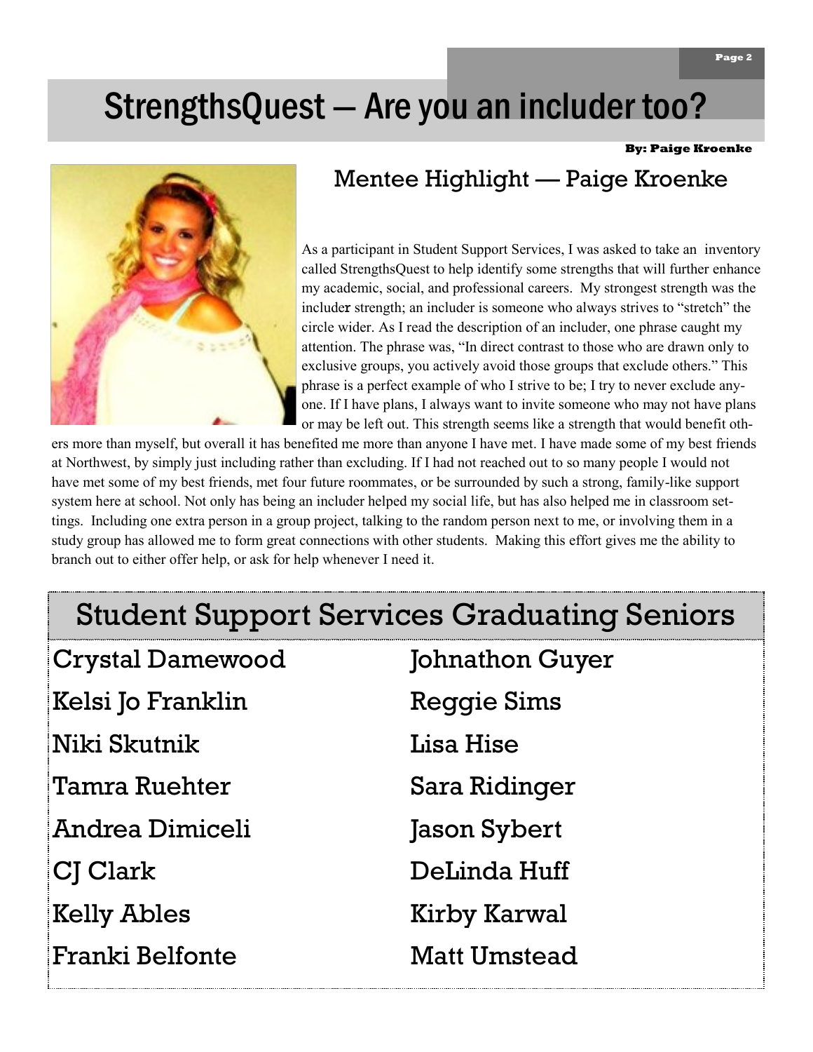# StrengthsQuest — Are you an includer too?

**By: Paige Kroenke**

## Mentee Highlight — Paige Kroenke

As a participant in Student Support Services, I was asked to take an inventory called StrengthsQuest to help identify some strengths that will further enhance my academic, social, and professional careers. My strongest strength was the includer strength; an includer is someone who always strives to "stretch" the circle wider. As I read the description of an includer, one phrase caught my attention. The phrase was, "In direct contrast to those who are drawn only to exclusive groups, you actively avoid those groups that exclude others." This phrase is a perfect example of who I strive to be; I try to never exclude anyone. If I have plans, I always want to invite someone who may not have plans or may be left out. This strength seems like a strength that would benefit others more than myself, but overall it has benefited me more than anyone I have met. I have made some of my best friends at Northwest, by simply just including rather than excluding. If I had not reached out to so many people I would not have met some of my best friends, met four future roommates, or be surrounded by such a strong, family-like support system here at school. Not only has being an includer helped my social life, but has also helped me in classroom settings. Including one extra person in a group project, talking to the random person next to me, or involving them in a study group has allowed me to form great connections with other students. Making this effort gives me the ability to branch out to either offer help, or ask for help whenever I need it.

## Student Support Services Graduating Seniors

- Crystal Damewood
- Kelsi Jo Franklin
- Niki Skutnik
- Tamra Ruehter
- Andrea Dimiceli
- CJ Clark
- Kelly Ables
- Franki Belfonte
- Johnathon Guyer
- Reggie Sims
- Lisa Hise
- Sara Ridinger
- Jason Sybert
- DeLinda Huff
- Kirby Karwal
- Matt Umstead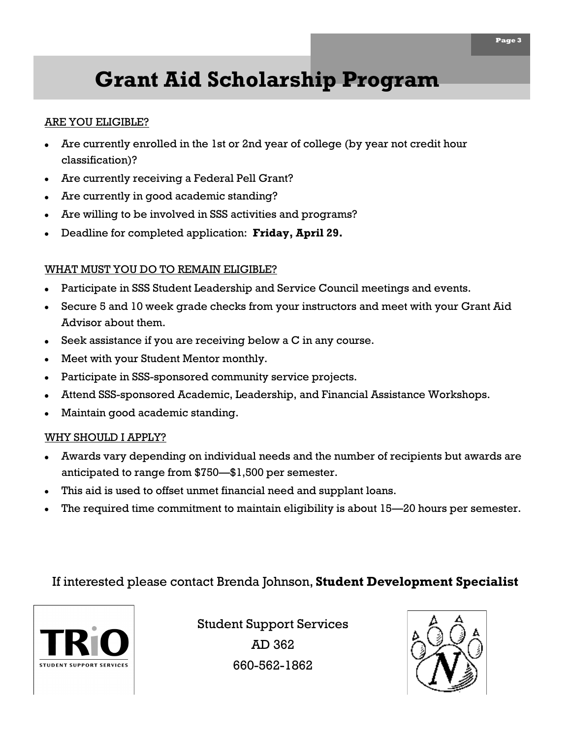# Grant Aid Scholarship Program

ARE YOU ELIGIBLE?

- Are currently enrolled in the 1st or 2nd year of college (by year not credit hour classification)?
- Are currently receiving a Federal Pell Grant?
- Are currently in good academic standing?
- Are willing to be involved in SSS activities and programs?
- Deadline for completed application: **Friday, April 29.**

WHAT MUST YOU DO TO REMAIN ELIGIBLE?

- Participate in SSS Student Leadership and Service Council meetings and events.
- Secure 5 and 10 week grade checks from your instructors and meet with your Grant Aid Advisor about them.
- Seek assistance if you are receiving below a C in any course.
- Meet with your Student Mentor monthly.
- Participate in SSS-sponsored community service projects.
- Attend SSS-sponsored Academic, Leadership, and Financial Assistance Workshops.
- Maintain good academic standing.

WHY SHOULD I APPLY?

- Awards vary depending on individual needs and the number of recipients but awards are anticipated to range from $750—$1,500 per semester.
- This aid is used to offset unmet financial need and supplant loans.
- The required time commitment to maintain eligibility is about 15—20 hours per semester.

If interested please contact Brenda Johnson, **Student Development Specialist**

TRiO STUDENT SUPPORT SERVICES

Student Support Services
AD 362
660-562-1862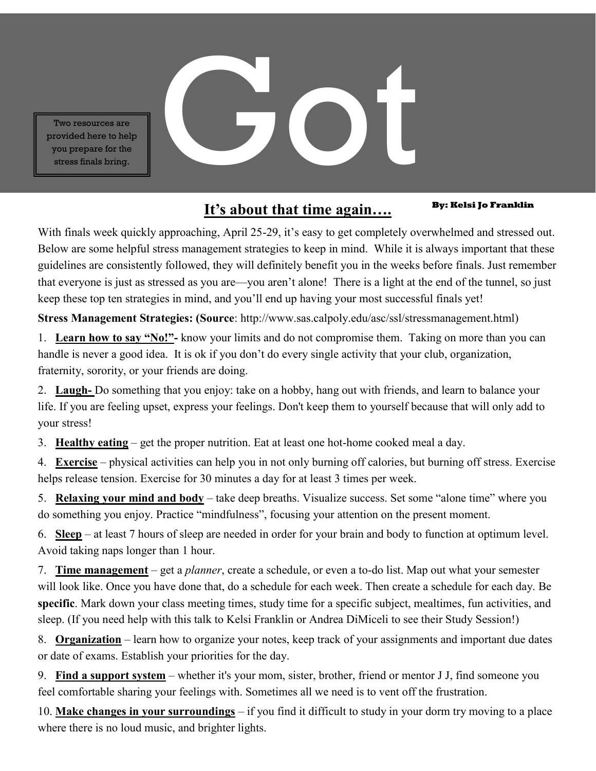# Got

Two resources are provided here to help you prepare for the stress finals bring.

## It's about that time again….

**By: Kelsi Jo Franklin**

With finals week quickly approaching, April 25-29, it's easy to get completely overwhelmed and stressed out. Below are some helpful stress management strategies to keep in mind. While it is always important that these guidelines are consistently followed, they will definitely benefit you in the weeks before finals. Just remember that everyone is just as stressed as you are—you aren't alone! There is a light at the end of the tunnel, so just keep these top ten strategies in mind, and you'll end up having your most successful finals yet!

**Stress Management Strategies: (Source**: http://www.sas.calpoly.edu/asc/ssl/stressmanagement.html)

1. **Learn how to say "No!"-** know your limits and do not compromise them. Taking on more than you can handle is never a good idea. It is ok if you don't do every single activity that your club, organization, fraternity, sorority, or your friends are doing.
2. **Laugh-** Do something that you enjoy: take on a hobby, hang out with friends, and learn to balance your life. If you are feeling upset, express your feelings. Don't keep them to yourself because that will only add to your stress!
3. **Healthy eating** – get the proper nutrition. Eat at least one hot-home cooked meal a day.
4. **Exercise** – physical activities can help you in not only burning off calories, but burning off stress. Exercise helps release tension. Exercise for 30 minutes a day for at least 3 times per week.
5. **Relaxing your mind and body** – take deep breaths. Visualize success. Set some "alone time" where you do something you enjoy. Practice "mindfulness", focusing your attention on the present moment.
6. **Sleep** – at least 7 hours of sleep are needed in order for your brain and body to function at optimum level. Avoid taking naps longer than 1 hour.
7. **Time management** – get a *planner*, create a schedule, or even a to-do list. Map out what your semester will look like. Once you have done that, do a schedule for each week. Then create a schedule for each day. Be **specific**. Mark down your class meeting times, study time for a specific subject, mealtimes, fun activities, and sleep. (If you need help with this talk to Kelsi Franklin or Andrea DiMiceli to see their Study Session!)
8. **Organization** – learn how to organize your notes, keep track of your assignments and important due dates or date of exams. Establish your priorities for the day.
9. **Find a support system** – whether it's your mom, sister, brother, friend or mentor J J, find someone you feel comfortable sharing your feelings with. Sometimes all we need is to vent off the frustration.
10. **Make changes in your surroundings** – if you find it difficult to study in your dorm try moving to a place where there is no loud music, and brighter lights.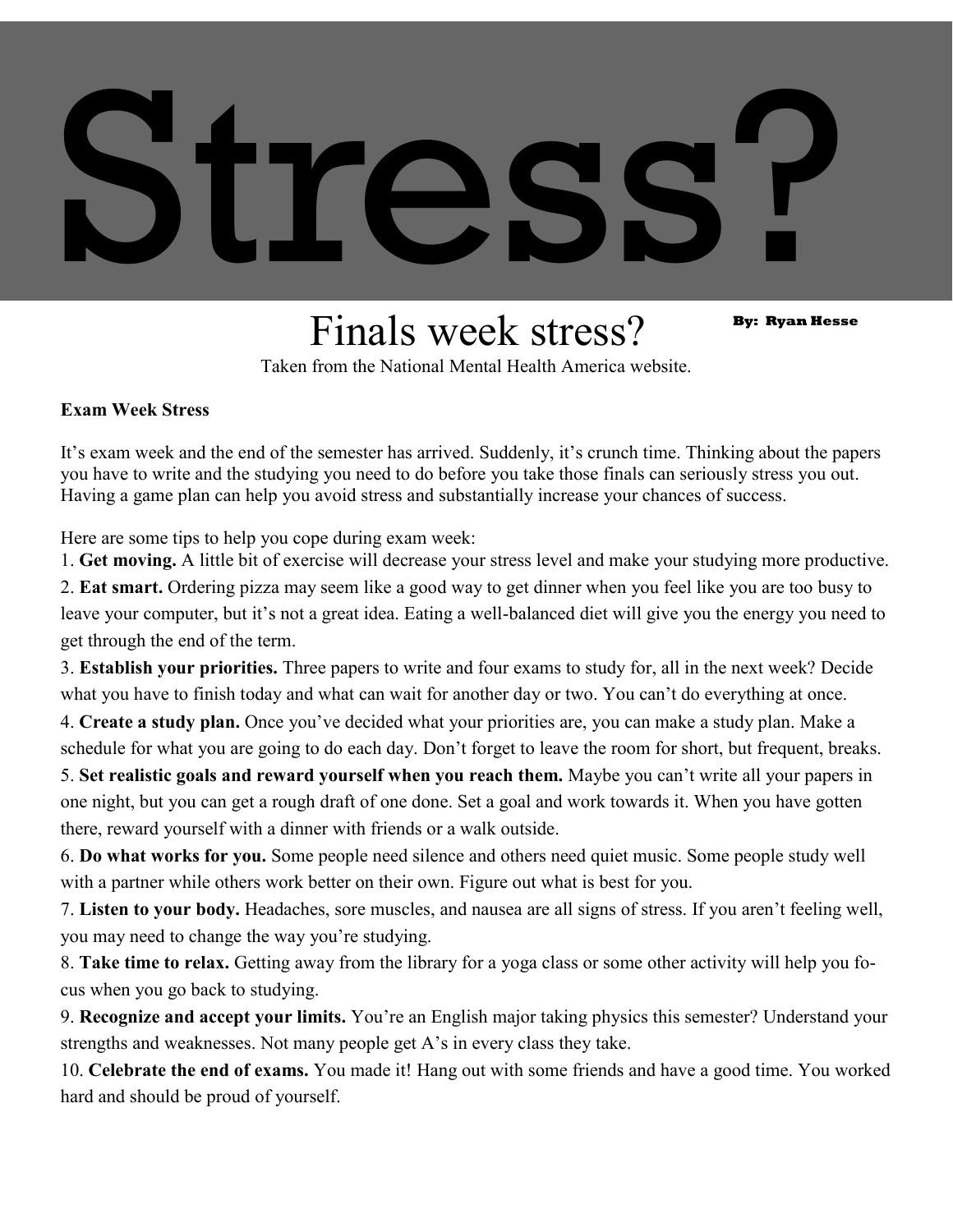# Stress?

## Finals week stress?

**By: Ryan Hesse**

Taken from the National Mental Health America website.

**Exam Week Stress**

It's exam week and the end of the semester has arrived. Suddenly, it's crunch time. Thinking about the papers you have to write and the studying you need to do before you take those finals can seriously stress you out. Having a game plan can help you avoid stress and substantially increase your chances of success.

Here are some tips to help you cope during exam week:

1. **Get moving.** A little bit of exercise will decrease your stress level and make your studying more productive.
2. **Eat smart.** Ordering pizza may seem like a good way to get dinner when you feel like you are too busy to leave your computer, but it's not a great idea. Eating a well-balanced diet will give you the energy you need to get through the end of the term.
3. **Establish your priorities.** Three papers to write and four exams to study for, all in the next week? Decide what you have to finish today and what can wait for another day or two. You can't do everything at once.
4. **Create a study plan.** Once you've decided what your priorities are, you can make a study plan. Make a schedule for what you are going to do each day. Don't forget to leave the room for short, but frequent, breaks.
5. **Set realistic goals and reward yourself when you reach them.** Maybe you can't write all your papers in one night, but you can get a rough draft of one done. Set a goal and work towards it. When you have gotten there, reward yourself with a dinner with friends or a walk outside.
6. **Do what works for you.** Some people need silence and others need quiet music. Some people study well with a partner while others work better on their own. Figure out what is best for you.
7. **Listen to your body.** Headaches, sore muscles, and nausea are all signs of stress. If you aren't feeling well, you may need to change the way you're studying.
8. **Take time to relax.** Getting away from the library for a yoga class or some other activity will help you focus when you go back to studying.
9. **Recognize and accept your limits.** You're an English major taking physics this semester? Understand your strengths and weaknesses. Not many people get A's in every class they take.
10. **Celebrate the end of exams.** You made it! Hang out with some friends and have a good time. You worked hard and should be proud of yourself.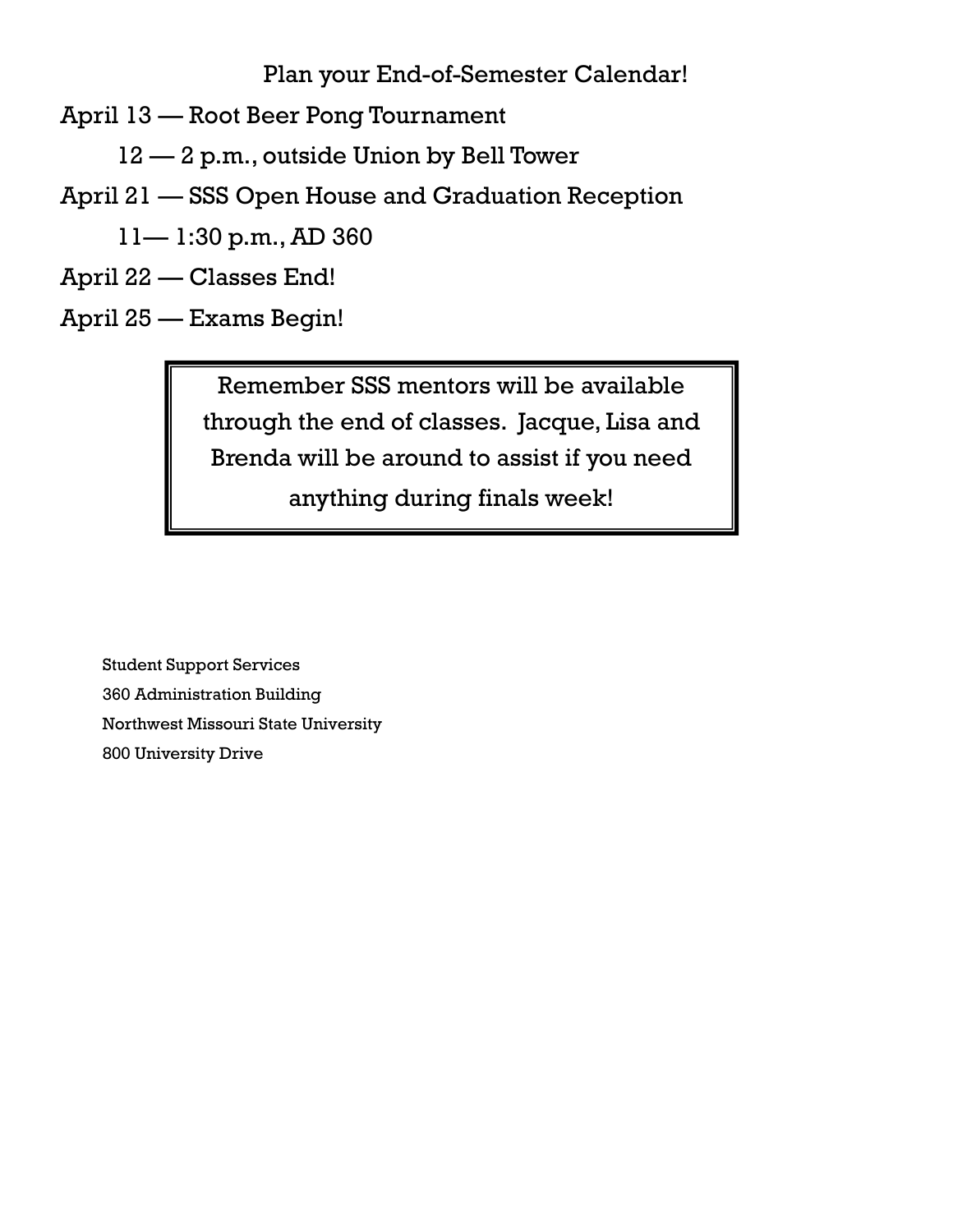## Plan your End-of-Semester Calendar!

April 13 — Root Beer Pong Tournament

12 — 2 p.m., outside Union by Bell Tower

April 21 — SSS Open House and Graduation Reception

11— 1:30 p.m., AD 360

April 22 — Classes End!

April 25 — Exams Begin!

> Remember SSS mentors will be available through the end of classes. Jacque, Lisa and Brenda will be around to assist if you need anything during finals week!

Student Support Services
360 Administration Building
Northwest Missouri State University
800 University Drive